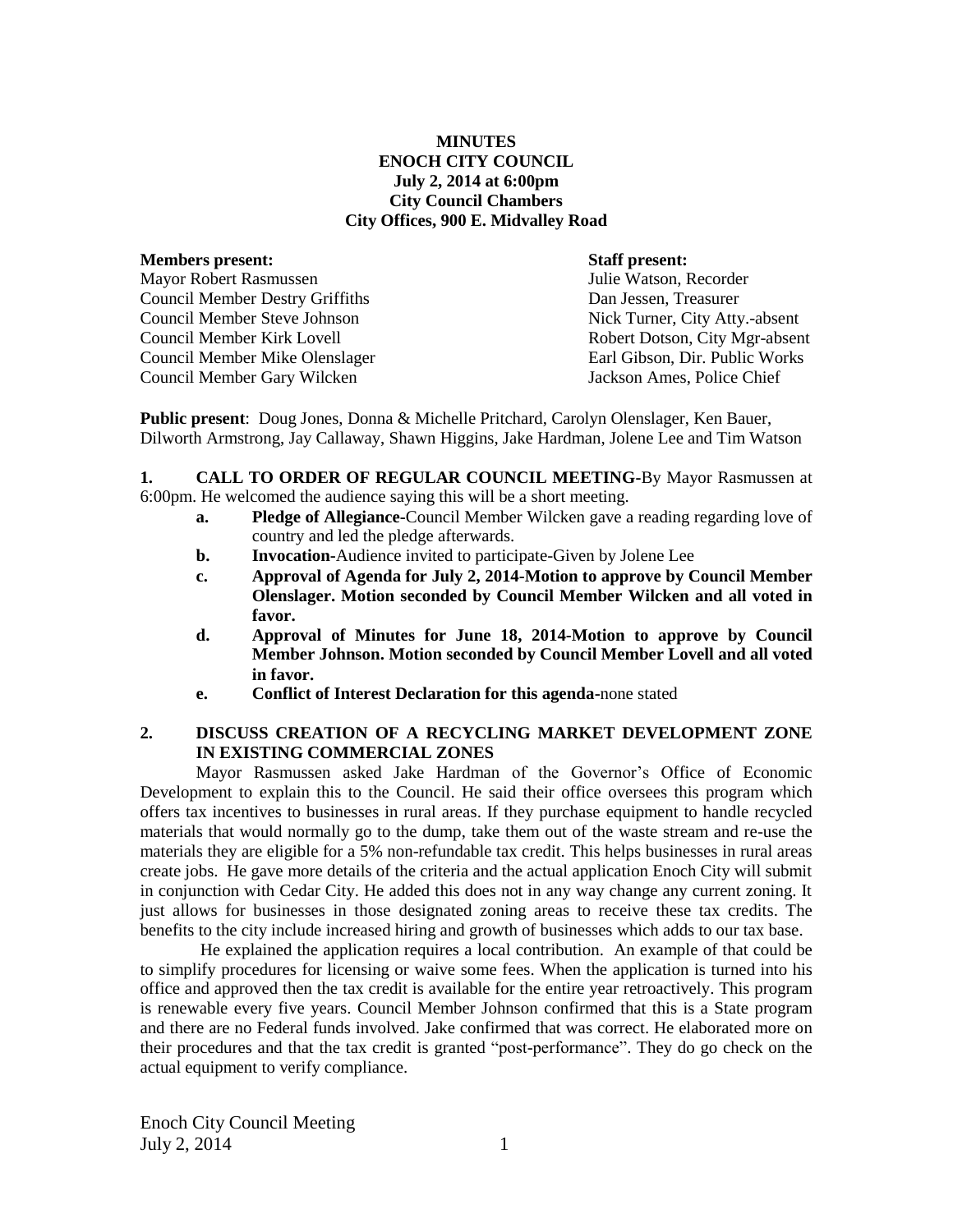**MINUTES**
**ENOCH CITY COUNCIL**
**July 2, 2014 at 6:00pm**
**City Council Chambers**
**City Offices, 900 E. Midvalley Road**

| **Members present:** | **Staff present:** |
|---|---|
| Mayor Robert Rasmussen | Julie Watson, Recorder |
| Council Member Destry Griffiths | Dan Jessen, Treasurer |
| Council Member Steve Johnson | Nick Turner, City Atty.-absent |
| Council Member Kirk Lovell | Robert Dotson, City Mgr-absent |
| Council Member Mike Olenslager | Earl Gibson, Dir. Public Works |
| Council Member Gary Wilcken | Jackson Ames, Police Chief |

**Public present**: Doug Jones, Donna & Michelle Pritchard, Carolyn Olenslager, Ken Bauer, Dilworth Armstrong, Jay Callaway, Shawn Higgins, Jake Hardman, Jolene Lee and Tim Watson

**1. CALL TO ORDER OF REGULAR COUNCIL MEETING**-By Mayor Rasmussen at 6:00pm. He welcomed the audience saying this will be a short meeting.

- **a. Pledge of Allegiance-**Council Member Wilcken gave a reading regarding love of country and led the pledge afterwards.
- **b. Invocation-**Audience invited to participate-Given by Jolene Lee
- **c. Approval of Agenda for July 2, 2014-Motion to approve by Council Member Olenslager. Motion seconded by Council Member Wilcken and all voted in favor.**
- **d. Approval of Minutes for June 18, 2014-Motion to approve by Council Member Johnson. Motion seconded by Council Member Lovell and all voted in favor.**
- **e. Conflict of Interest Declaration for this agenda-**none stated

**2. DISCUSS CREATION OF A RECYCLING MARKET DEVELOPMENT ZONE IN EXISTING COMMERCIAL ZONES**

Mayor Rasmussen asked Jake Hardman of the Governor's Office of Economic Development to explain this to the Council. He said their office oversees this program which offers tax incentives to businesses in rural areas. If they purchase equipment to handle recycled materials that would normally go to the dump, take them out of the waste stream and re-use the materials they are eligible for a 5% non-refundable tax credit. This helps businesses in rural areas create jobs. He gave more details of the criteria and the actual application Enoch City will submit in conjunction with Cedar City. He added this does not in any way change any current zoning. It just allows for businesses in those designated zoning areas to receive these tax credits. The benefits to the city include increased hiring and growth of businesses which adds to our tax base.

He explained the application requires a local contribution. An example of that could be to simplify procedures for licensing or waive some fees. When the application is turned into his office and approved then the tax credit is available for the entire year retroactively. This program is renewable every five years. Council Member Johnson confirmed that this is a State program and there are no Federal funds involved. Jake confirmed that was correct. He elaborated more on their procedures and that the tax credit is granted "post-performance". They do go check on the actual equipment to verify compliance.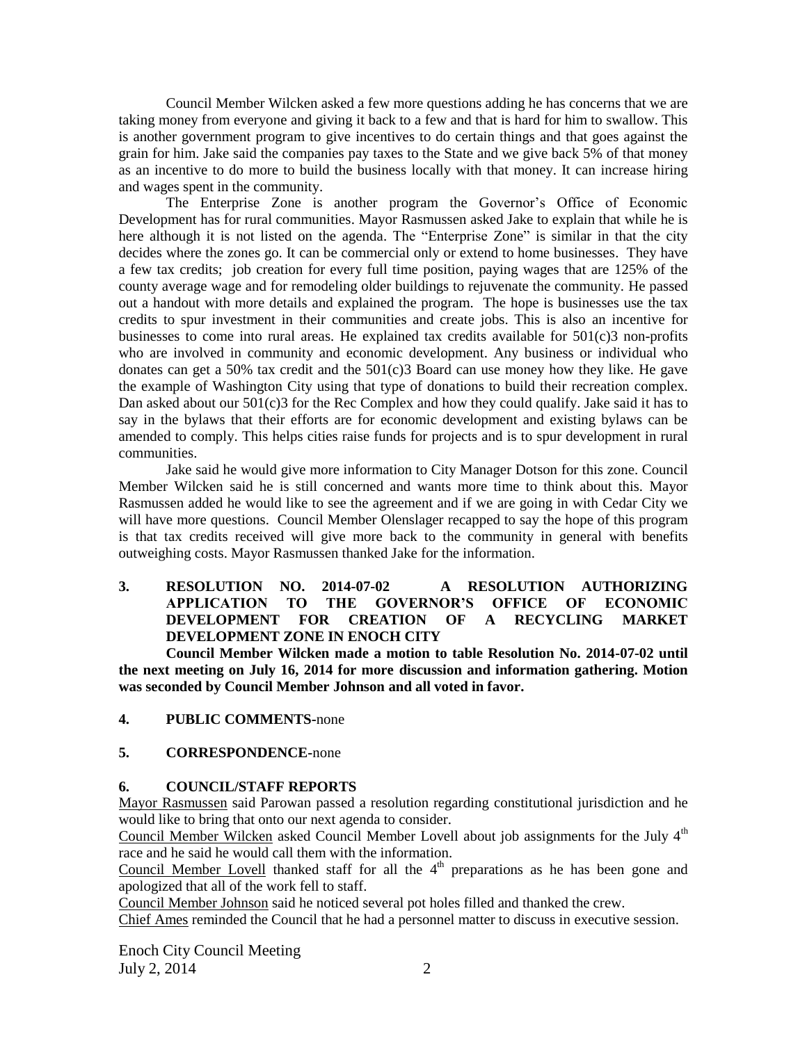Council Member Wilcken asked a few more questions adding he has concerns that we are taking money from everyone and giving it back to a few and that is hard for him to swallow. This is another government program to give incentives to do certain things and that goes against the grain for him. Jake said the companies pay taxes to the State and we give back 5% of that money as an incentive to do more to build the business locally with that money. It can increase hiring and wages spent in the community.

The Enterprise Zone is another program the Governor's Office of Economic Development has for rural communities. Mayor Rasmussen asked Jake to explain that while he is here although it is not listed on the agenda. The "Enterprise Zone" is similar in that the city decides where the zones go. It can be commercial only or extend to home businesses. They have a few tax credits; job creation for every full time position, paying wages that are 125% of the county average wage and for remodeling older buildings to rejuvenate the community. He passed out a handout with more details and explained the program. The hope is businesses use the tax credits to spur investment in their communities and create jobs. This is also an incentive for businesses to come into rural areas. He explained tax credits available for 501(c)3 non-profits who are involved in community and economic development. Any business or individual who donates can get a 50% tax credit and the 501(c)3 Board can use money how they like. He gave the example of Washington City using that type of donations to build their recreation complex. Dan asked about our 501(c)3 for the Rec Complex and how they could qualify. Jake said it has to say in the bylaws that their efforts are for economic development and existing bylaws can be amended to comply. This helps cities raise funds for projects and is to spur development in rural communities.

Jake said he would give more information to City Manager Dotson for this zone. Council Member Wilcken said he is still concerned and wants more time to think about this. Mayor Rasmussen added he would like to see the agreement and if we are going in with Cedar City we will have more questions. Council Member Olenslager recapped to say the hope of this program is that tax credits received will give more back to the community in general with benefits outweighing costs. Mayor Rasmussen thanked Jake for the information.

## 3. RESOLUTION NO. 2014-07-02 A RESOLUTION AUTHORIZING APPLICATION TO THE GOVERNOR'S OFFICE OF ECONOMIC DEVELOPMENT FOR CREATION OF A RECYCLING MARKET DEVELOPMENT ZONE IN ENOCH CITY

**Council Member Wilcken made a motion to table Resolution No. 2014-07-02 until the next meeting on July 16, 2014 for more discussion and information gathering. Motion was seconded by Council Member Johnson and all voted in favor.**

## 4. PUBLIC COMMENTS-none

## 5. CORRESPONDENCE-none

## 6. COUNCIL/STAFF REPORTS

Mayor Rasmussen said Parowan passed a resolution regarding constitutional jurisdiction and he would like to bring that onto our next agenda to consider.

Council Member Wilcken asked Council Member Lovell about job assignments for the July 4th race and he said he would call them with the information.

Council Member Lovell thanked staff for all the 4th preparations as he has been gone and apologized that all of the work fell to staff.

Council Member Johnson said he noticed several pot holes filled and thanked the crew.

Chief Ames reminded the Council that he had a personnel matter to discuss in executive session.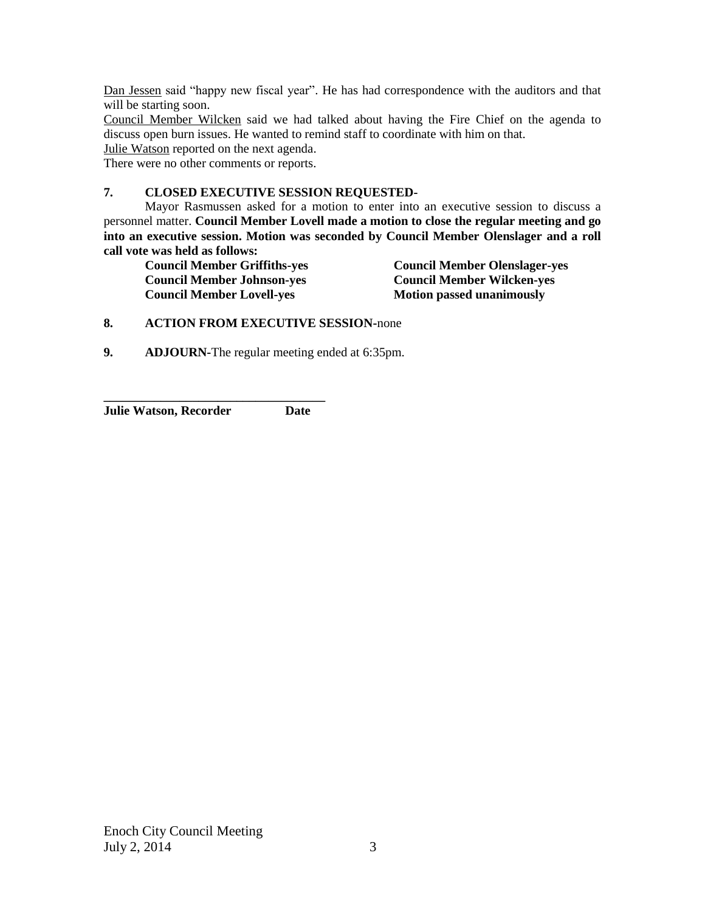Dan Jessen said "happy new fiscal year". He has had correspondence with the auditors and that will be starting soon.

Council Member Wilcken said we had talked about having the Fire Chief on the agenda to discuss open burn issues. He wanted to remind staff to coordinate with him on that.

Julie Watson reported on the next agenda.

There were no other comments or reports.

**7. CLOSED EXECUTIVE SESSION REQUESTED-**

Mayor Rasmussen asked for a motion to enter into an executive session to discuss a personnel matter. **Council Member Lovell made a motion to close the regular meeting and go into an executive session. Motion was seconded by Council Member Olenslager and a roll call vote was held as follows:**

| | |
|---|---|
| **Council Member Griffiths-yes** | **Council Member Olenslager-yes** |
| **Council Member Johnson-yes** | **Council Member Wilcken-yes** |
| **Council Member Lovell-yes** | **Motion passed unanimously** |

**8. ACTION FROM EXECUTIVE SESSION-**none

**9. ADJOURN-**The regular meeting ended at 6:35pm.

\_\_\_\_\_\_\_\_\_\_\_\_\_\_\_\_\_\_\_\_\_\_\_\_\_\_\_\_\_\_\_\_\_\_\_\_

**Julie Watson, Recorder Date**